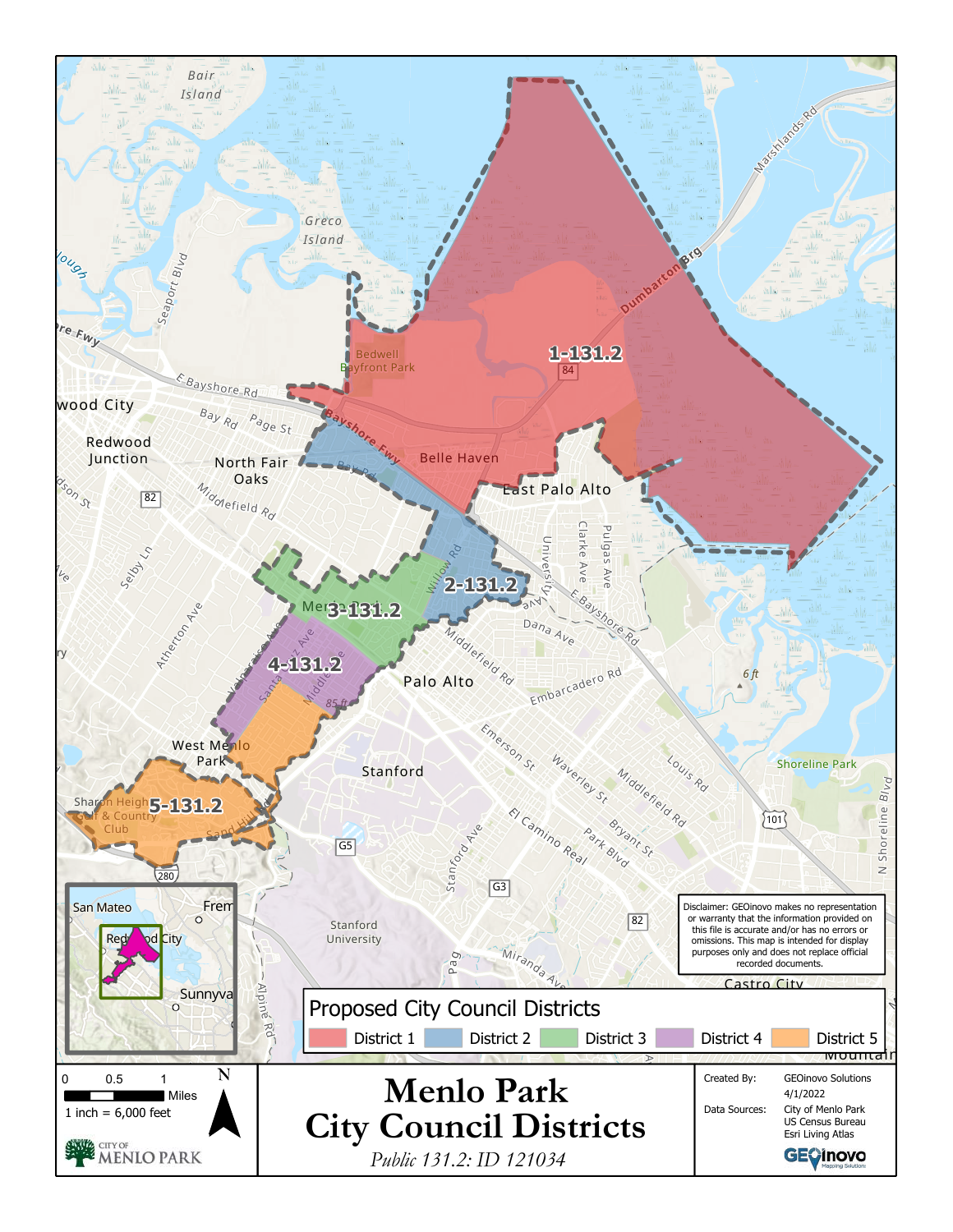# Menlo Park City Council Districts

*Public 131.2: ID 121034*

## Proposed City Council Districts

District 1 | District 2 | District 3 | District 4 | District 5

1-131.2

2-131.2

3-131.2

4-131.2

5-131.2

Disclaimer: GEOinovo makes no representation or warranty that the information provided on this file is accurate and/or has no errors or omissions. This map is intended for display purposes only and does not replace official recorded documents.

0 0.5 1 Miles

1 inch = 6,000 feet

N

CITY OF MENLO PARK

Created By: GEOinovo Solutions

4/1/2022

Data Sources: City of Menlo Park, US Census Bureau, Esri Living Atlas

GEOinovo Mapping Solutions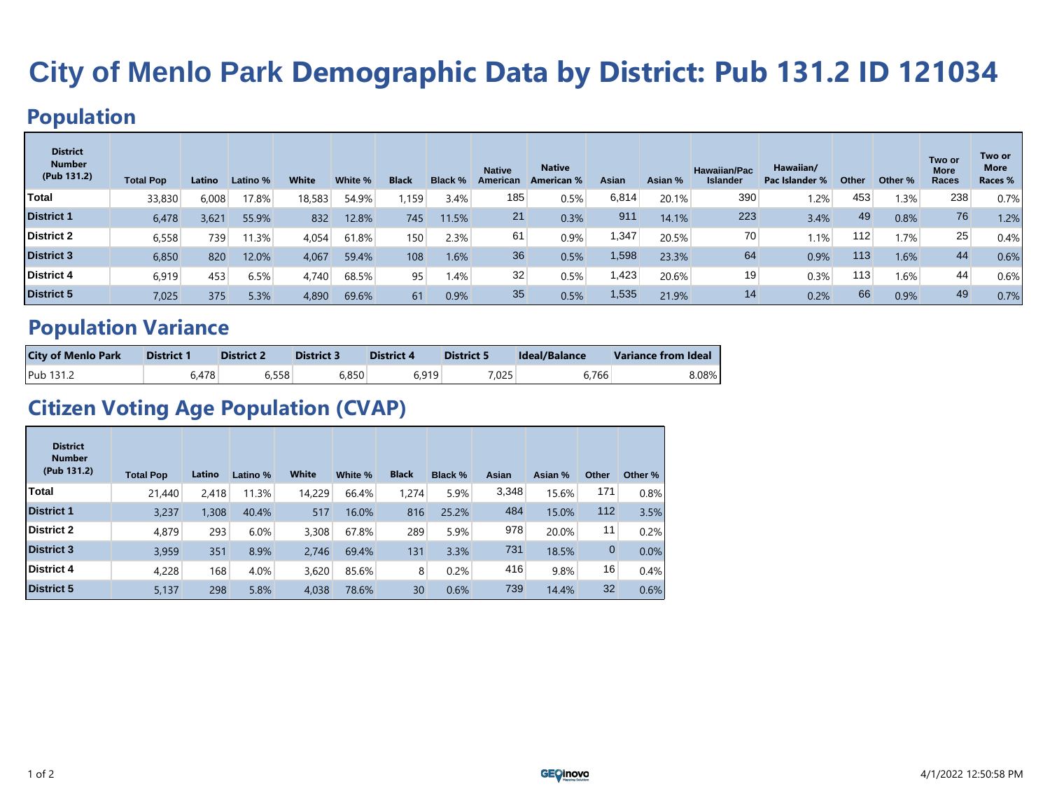# City of Menlo Park Demographic Data by District: Pub 131.2 ID 121034

## Population

| District Number (Pub 131.2) | Total Pop | Latino | Latino % | White | White % | Black | Black % | Native American | Native American % | Asian | Asian % | Hawaiian/Pac Islander | Hawaiian/ Pac Islander % | Other | Other % | Two or More Races | Two or More Races % |
|---|---|---|---|---|---|---|---|---|---|---|---|---|---|---|---|---|---|
| **Total** | 33,830 | 6,008 | 17.8% | 18,583 | 54.9% | 1,159 | 3.4% | 185 | 0.5% | 6,814 | 20.1% | 390 | 1.2% | 453 | 1.3% | 238 | 0.7% |
| **District 1** | 6,478 | 3,621 | 55.9% | 832 | 12.8% | 745 | 11.5% | 21 | 0.3% | 911 | 14.1% | 223 | 3.4% | 49 | 0.8% | 76 | 1.2% |
| **District 2** | 6,558 | 739 | 11.3% | 4,054 | 61.8% | 150 | 2.3% | 61 | 0.9% | 1,347 | 20.5% | 70 | 1.1% | 112 | 1.7% | 25 | 0.4% |
| **District 3** | 6,850 | 820 | 12.0% | 4,067 | 59.4% | 108 | 1.6% | 36 | 0.5% | 1,598 | 23.3% | 64 | 0.9% | 113 | 1.6% | 44 | 0.6% |
| **District 4** | 6,919 | 453 | 6.5% | 4,740 | 68.5% | 95 | 1.4% | 32 | 0.5% | 1,423 | 20.6% | 19 | 0.3% | 113 | 1.6% | 44 | 0.6% |
| **District 5** | 7,025 | 375 | 5.3% | 4,890 | 69.6% | 61 | 0.9% | 35 | 0.5% | 1,535 | 21.9% | 14 | 0.2% | 66 | 0.9% | 49 | 0.7% |

## Population Variance

| City of Menlo Park | District 1 | District 2 | District 3 | District 4 | District 5 | Ideal/Balance | Variance from Ideal |
|---|---|---|---|---|---|---|---|
| Pub 131.2 | 6,478 | 6,558 | 6,850 | 6,919 | 7,025 | 6,766 | 8.08% |

## Citizen Voting Age Population (CVAP)

| District Number (Pub 131.2) | Total Pop | Latino | Latino % | White | White % | Black | Black % | Asian | Asian % | Other | Other % |
|---|---|---|---|---|---|---|---|---|---|---|---|
| **Total** | 21,440 | 2,418 | 11.3% | 14,229 | 66.4% | 1,274 | 5.9% | 3,348 | 15.6% | 171 | 0.8% |
| **District 1** | 3,237 | 1,308 | 40.4% | 517 | 16.0% | 816 | 25.2% | 484 | 15.0% | 112 | 3.5% |
| **District 2** | 4,879 | 293 | 6.0% | 3,308 | 67.8% | 289 | 5.9% | 978 | 20.0% | 11 | 0.2% |
| **District 3** | 3,959 | 351 | 8.9% | 2,746 | 69.4% | 131 | 3.3% | 731 | 18.5% | 0 | 0.0% |
| **District 4** | 4,228 | 168 | 4.0% | 3,620 | 85.6% | 8 | 0.2% | 416 | 9.8% | 16 | 0.4% |
| **District 5** | 5,137 | 298 | 5.8% | 4,038 | 78.6% | 30 | 0.6% | 739 | 14.4% | 32 | 0.6% |

4/1/2022 12:50:58 PM